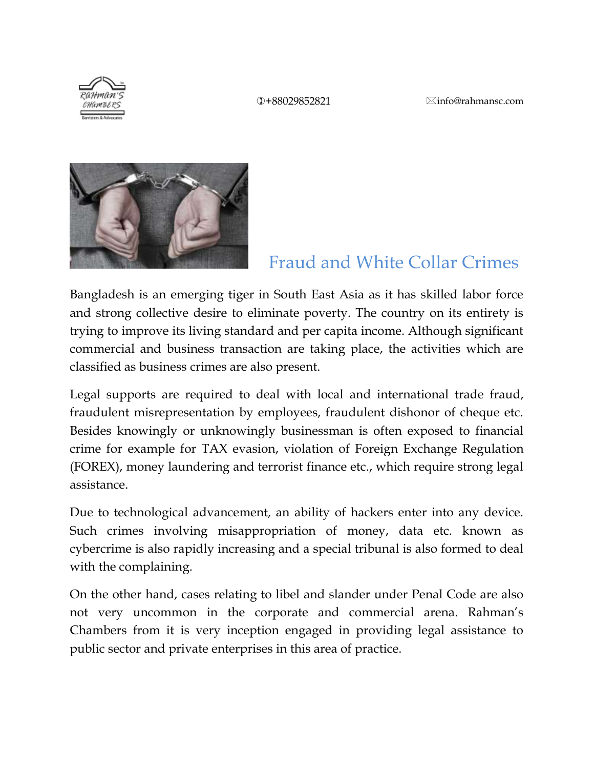+88029852821 info@rahmansc.com

# Fraud and White Collar Crimes

Bangladesh is an emerging tiger in South East Asia as it has skilled labor force and strong collective desire to eliminate poverty. The country on its entirety is trying to improve its living standard and per capita income. Although significant commercial and business transaction are taking place, the activities which are classified as business crimes are also present.

Legal supports are required to deal with local and international trade fraud, fraudulent misrepresentation by employees, fraudulent dishonor of cheque etc. Besides knowingly or unknowingly businessman is often exposed to financial crime for example for TAX evasion, violation of Foreign Exchange Regulation (FOREX), money laundering and terrorist finance etc., which require strong legal assistance.

Due to technological advancement, an ability of hackers enter into any device. Such crimes involving misappropriation of money, data etc. known as cybercrime is also rapidly increasing and a special tribunal is also formed to deal with the complaining.

On the other hand, cases relating to libel and slander under Penal Code are also not very uncommon in the corporate and commercial arena. Rahman's Chambers from it is very inception engaged in providing legal assistance to public sector and private enterprises in this area of practice.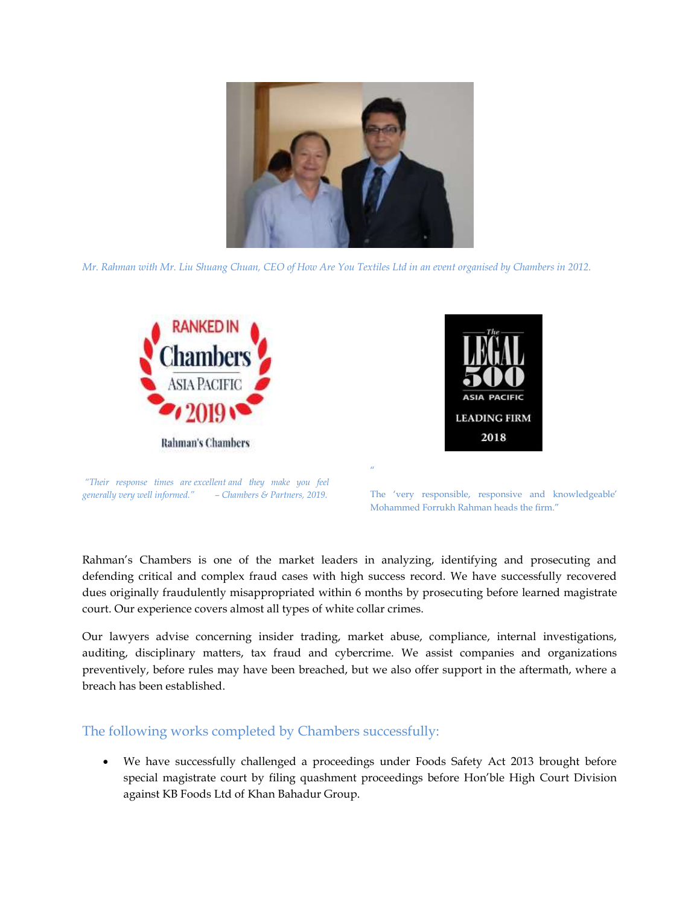*Mr. Rahman with Mr. Liu Shuang Chuan, CEO of How Are You Textiles Ltd in an event organised by Chambers in 2012.*

*"Their response times are excellent and they make you feel generally very well informed." – Chambers & Partners, 2019.*

"The 'very responsible, responsive and knowledgeable' Mohammed Forrukh Rahman heads the firm."

Rahman's Chambers is one of the market leaders in analyzing, identifying and prosecuting and defending critical and complex fraud cases with high success record. We have successfully recovered dues originally fraudulently misappropriated within 6 months by prosecuting before learned magistrate court. Our experience covers almost all types of white collar crimes.

Our lawyers advise concerning insider trading, market abuse, compliance, internal investigations, auditing, disciplinary matters, tax fraud and cybercrime. We assist companies and organizations preventively, before rules may have been breached, but we also offer support in the aftermath, where a breach has been established.

## The following works completed by Chambers successfully:

- We have successfully challenged a proceedings under Foods Safety Act 2013 brought before special magistrate court by filing quashment proceedings before Hon'ble High Court Division against KB Foods Ltd of Khan Bahadur Group.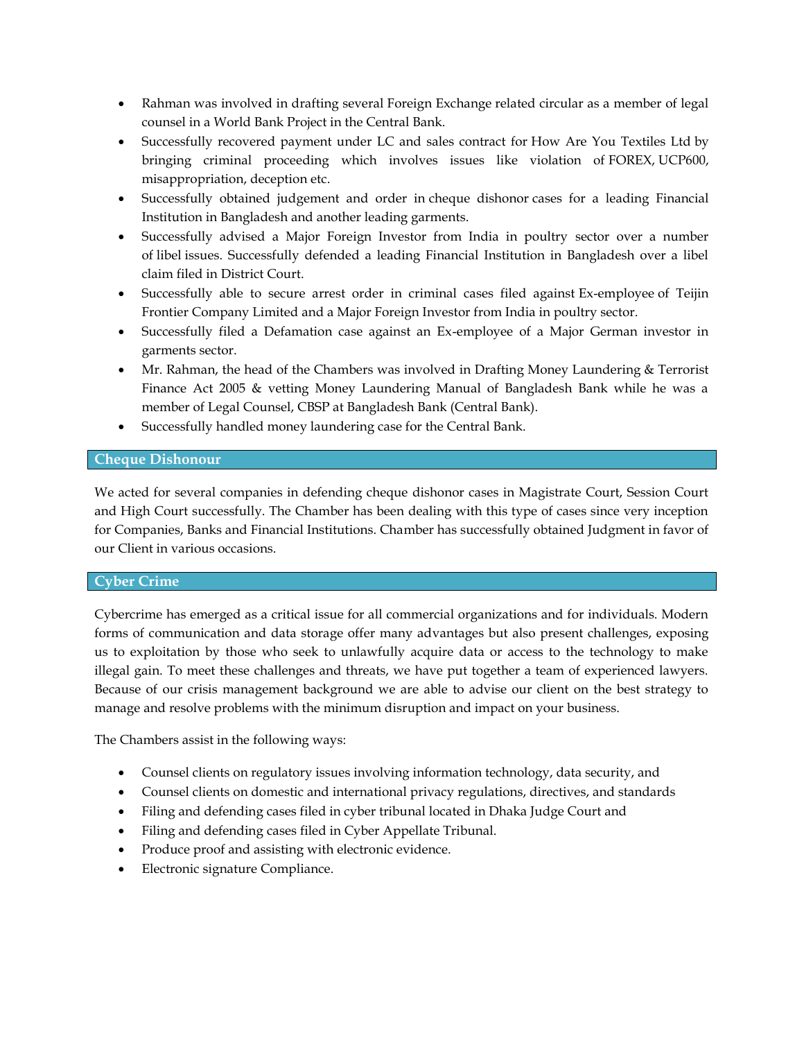- Rahman was involved in drafting several Foreign Exchange related circular as a member of legal counsel in a World Bank Project in the Central Bank.
- Successfully recovered payment under LC and sales contract for How Are You Textiles Ltd by bringing criminal proceeding which involves issues like violation of FOREX, UCP600, misappropriation, deception etc.
- Successfully obtained judgement and order in cheque dishonor cases for a leading Financial Institution in Bangladesh and another leading garments.
- Successfully advised a Major Foreign Investor from India in poultry sector over a number of libel issues. Successfully defended a leading Financial Institution in Bangladesh over a libel claim filed in District Court.
- Successfully able to secure arrest order in criminal cases filed against Ex-employee of Teijin Frontier Company Limited and a Major Foreign Investor from India in poultry sector.
- Successfully filed a Defamation case against an Ex-employee of a Major German investor in garments sector.
- Mr. Rahman, the head of the Chambers was involved in Drafting Money Laundering & Terrorist Finance Act 2005 & vetting Money Laundering Manual of Bangladesh Bank while he was a member of Legal Counsel, CBSP at Bangladesh Bank (Central Bank).
- Successfully handled money laundering case for the Central Bank.

## Cheque Dishonour

We acted for several companies in defending cheque dishonor cases in Magistrate Court, Session Court and High Court successfully. The Chamber has been dealing with this type of cases since very inception for Companies, Banks and Financial Institutions. Chamber has successfully obtained Judgment in favor of our Client in various occasions.

## Cyber Crime

Cybercrime has emerged as a critical issue for all commercial organizations and for individuals. Modern forms of communication and data storage offer many advantages but also present challenges, exposing us to exploitation by those who seek to unlawfully acquire data or access to the technology to make illegal gain. To meet these challenges and threats, we have put together a team of experienced lawyers. Because of our crisis management background we are able to advise our client on the best strategy to manage and resolve problems with the minimum disruption and impact on your business.

The Chambers assist in the following ways:

- Counsel clients on regulatory issues involving information technology, data security, and
- Counsel clients on domestic and international privacy regulations, directives, and standards
- Filing and defending cases filed in cyber tribunal located in Dhaka Judge Court and
- Filing and defending cases filed in Cyber Appellate Tribunal.
- Produce proof and assisting with electronic evidence.
- Electronic signature Compliance.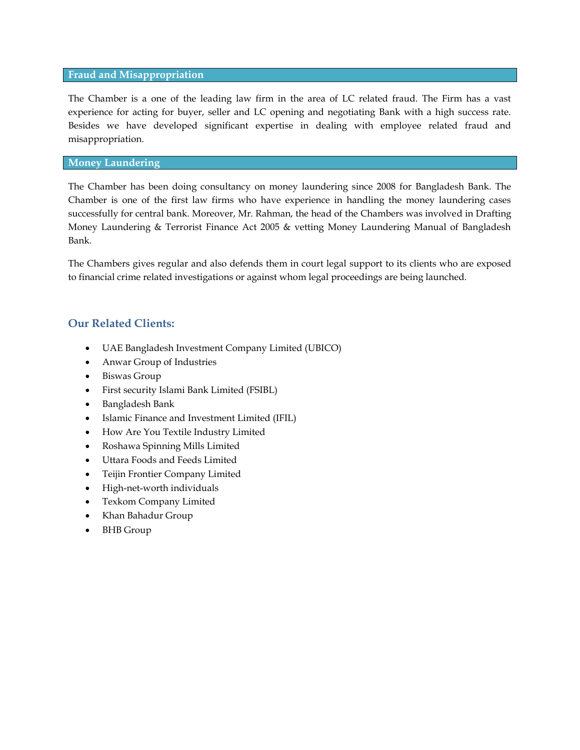## Fraud and Misappropriation

The Chamber is a one of the leading law firm in the area of LC related fraud. The Firm has a vast experience for acting for buyer, seller and LC opening and negotiating Bank with a high success rate. Besides we have developed significant expertise in dealing with employee related fraud and misappropriation.

## Money Laundering

The Chamber has been doing consultancy on money laundering since 2008 for Bangladesh Bank. The Chamber is one of the first law firms who have experience in handling the money laundering cases successfully for central bank. Moreover, Mr. Rahman, the head of the Chambers was involved in Drafting Money Laundering & Terrorist Finance Act 2005 & vetting Money Laundering Manual of Bangladesh Bank.

The Chambers gives regular and also defends them in court legal support to its clients who are exposed to financial crime related investigations or against whom legal proceedings are being launched.

### Our Related Clients:

- UAE Bangladesh Investment Company Limited (UBICO)
- Anwar Group of Industries
- Biswas Group
- First security Islami Bank Limited (FSIBL)
- Bangladesh Bank
- Islamic Finance and Investment Limited (IFIL)
- How Are You Textile Industry Limited
- Roshawa Spinning Mills Limited
- Uttara Foods and Feeds Limited
- Teijin Frontier Company Limited
- High-net-worth individuals
- Texkom Company Limited
- Khan Bahadur Group
- BHB Group